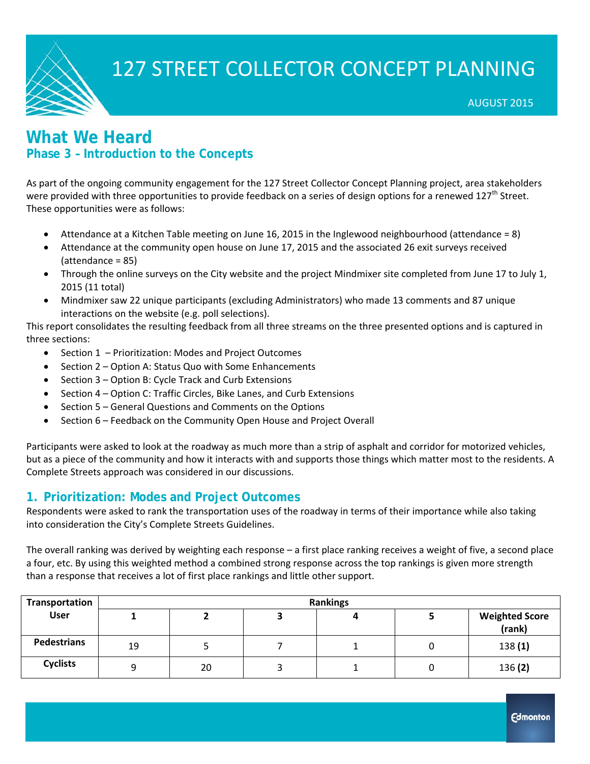# 127 STREET COLLECTOR CONCEPT PLANNING

AUGUST 2015

## What We Heard

### Phase 3 – Introduction to the Concepts

As part of the ongoing community engagement for the 127 Street Collector Concept Planning project, area stakeholders were provided with three opportunities to provide feedback on a series of design options for a renewed 127th Street. These opportunities were as follows:

- Attendance at a Kitchen Table meeting on June 16, 2015 in the Inglewood neighbourhood (attendance = 8)
- Attendance at the community open house on June 17, 2015 and the associated 26 exit surveys received (attendance = 85)
- Through the online surveys on the City website and the project Mindmixer site completed from June 17 to July 1, 2015 (11 total)
- Mindmixer saw 22 unique participants (excluding Administrators) who made 13 comments and 87 unique interactions on the website (e.g. poll selections).

This report consolidates the resulting feedback from all three streams on the three presented options and is captured in three sections:

- Section 1 – Prioritization: Modes and Project Outcomes
- Section 2 – Option A: Status Quo with Some Enhancements
- Section 3 – Option B: Cycle Track and Curb Extensions
- Section 4 – Option C: Traffic Circles, Bike Lanes, and Curb Extensions
- Section 5 – General Questions and Comments on the Options
- Section 6 – Feedback on the Community Open House and Project Overall

Participants were asked to look at the roadway as much more than a strip of asphalt and corridor for motorized vehicles, but as a piece of the community and how it interacts with and supports those things which matter most to the residents. A Complete Streets approach was considered in our discussions.

## 1. Prioritization: Modes and Project Outcomes

Respondents were asked to rank the transportation uses of the roadway in terms of their importance while also taking into consideration the City's Complete Streets Guidelines.

The overall ranking was derived by weighting each response – a first place ranking receives a weight of five, a second place a four, etc. By using this weighted method a combined strong response across the top rankings is given more strength than a response that receives a lot of first place rankings and little other support.

| Transportation User | Rankings | | | | | |
|---|---|---|---|---|---|---|
| | 1 | 2 | 3 | 4 | 5 | Weighted Score (rank) |
| **Pedestrians** | 19 | 5 | 7 | 1 | 0 | 138 **(1)** |
| **Cyclists** | 9 | 20 | 3 | 1 | 0 | 136 **(2)** |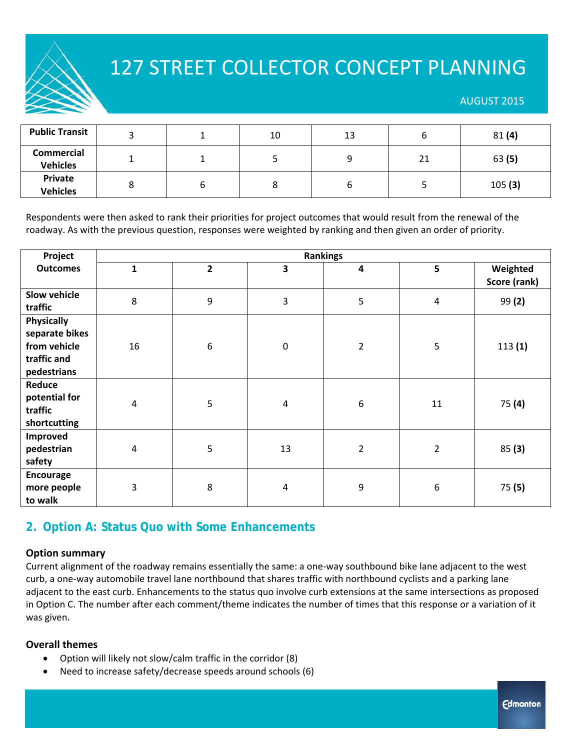| Public Transit | 3 | 1 | 10 | 13 | 6 | 81 **(4)** |
|---|---|---|---|---|---|---|
| **Commercial Vehicles** | 1 | 1 | 5 | 9 | 21 | 63 **(5)** |
| **Private Vehicles** | 8 | 6 | 8 | 6 | 5 | 105 **(3)** |

Respondents were then asked to rank their priorities for project outcomes that would result from the renewal of the roadway. As with the previous question, responses were weighted by ranking and then given an order of priority.

| Project Outcomes | Rankings | | | | | |
|---|---|---|---|---|---|---|
| | **1** | **2** | **3** | **4** | **5** | **Weighted Score (rank)** |
| **Slow vehicle traffic** | 8 | 9 | 3 | 5 | 4 | 99 **(2)** |
| **Physically separate bikes from vehicle traffic and pedestrians** | 16 | 6 | 0 | 2 | 5 | 113 **(1)** |
| **Reduce potential for traffic shortcutting** | 4 | 5 | 4 | 6 | 11 | 75 **(4)** |
| **Improved pedestrian safety** | 4 | 5 | 13 | 2 | 2 | 85 **(3)** |
| **Encourage more people to walk** | 3 | 8 | 4 | 9 | 6 | 75 **(5)** |

## 2. Option A: Status Quo with Some Enhancements

### Option summary

Current alignment of the roadway remains essentially the same: a one-way southbound bike lane adjacent to the west curb, a one-way automobile travel lane northbound that shares traffic with northbound cyclists and a parking lane adjacent to the east curb. Enhancements to the status quo involve curb extensions at the same intersections as proposed in Option C. The number after each comment/theme indicates the number of times that this response or a variation of it was given.

### Overall themes

- Option will likely not slow/calm traffic in the corridor (8)
- Need to increase safety/decrease speeds around schools (6)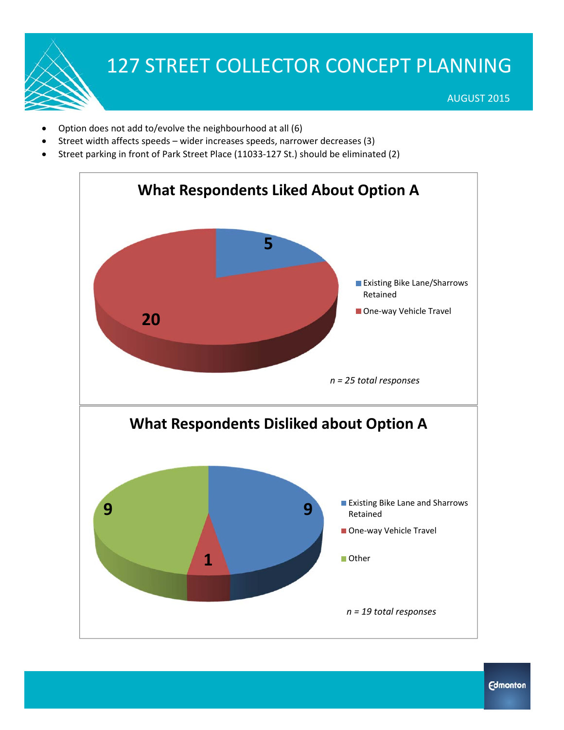- Option does not add to/evolve the neighbourhood at all (6)
- Street width affects speeds – wider increases speeds, narrower decreases (3)
- Street parking in front of Park Street Place (11033-127 St.) should be eliminated (2)

### What Respondents Liked About Option A

| Response | Count |
|---|---|
| Existing Bike Lane/Sharrows Retained | 5 |
| One-way Vehicle Travel | 20 |

*n = 25 total responses*

### What Respondents Disliked about Option A

| Response | Count |
|---|---|
| Existing Bike Lane and Sharrows Retained | 9 |
| One-way Vehicle Travel | 1 |
| Other | 9 |

*n = 19 total responses*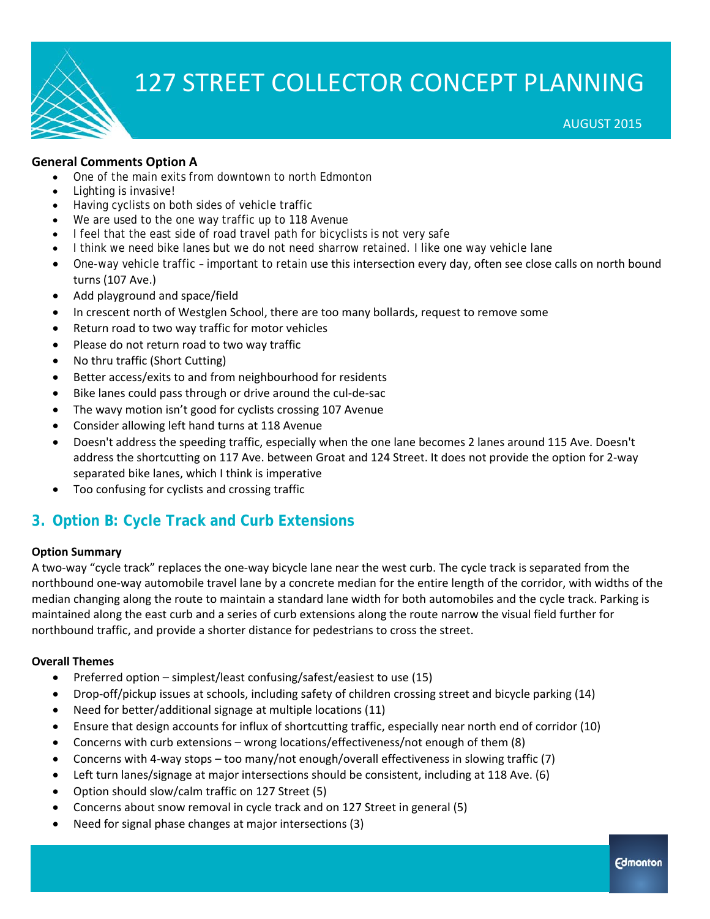**General Comments Option A**

- One of the main exits from downtown to north Edmonton
- Lighting is invasive!
- Having cyclists on both sides of vehicle traffic
- We are used to the one way traffic up to 118 Avenue
- I feel that the east side of road travel path for bicyclists is not very safe
- I think we need bike lanes but we do not need sharrow retained. I like one way vehicle lane
- One-way vehicle traffic – important to retain use this intersection every day, often see close calls on north bound turns (107 Ave.)
- Add playground and space/field
- In crescent north of Westglen School, there are too many bollards, request to remove some
- Return road to two way traffic for motor vehicles
- Please do not return road to two way traffic
- No thru traffic (Short Cutting)
- Better access/exits to and from neighbourhood for residents
- Bike lanes could pass through or drive around the cul-de-sac
- The wavy motion isn't good for cyclists crossing 107 Avenue
- Consider allowing left hand turns at 118 Avenue
- Doesn't address the speeding traffic, especially when the one lane becomes 2 lanes around 115 Ave. Doesn't address the shortcutting on 117 Ave. between Groat and 124 Street. It does not provide the option for 2-way separated bike lanes, which I think is imperative
- Too confusing for cyclists and crossing traffic

## 3. Option B: Cycle Track and Curb Extensions

**Option Summary**

A two-way "cycle track" replaces the one-way bicycle lane near the west curb. The cycle track is separated from the northbound one-way automobile travel lane by a concrete median for the entire length of the corridor, with widths of the median changing along the route to maintain a standard lane width for both automobiles and the cycle track. Parking is maintained along the east curb and a series of curb extensions along the route narrow the visual field further for northbound traffic, and provide a shorter distance for pedestrians to cross the street.

**Overall Themes**

- Preferred option – simplest/least confusing/safest/easiest to use (15)
- Drop-off/pickup issues at schools, including safety of children crossing street and bicycle parking (14)
- Need for better/additional signage at multiple locations (11)
- Ensure that design accounts for influx of shortcutting traffic, especially near north end of corridor (10)
- Concerns with curb extensions – wrong locations/effectiveness/not enough of them (8)
- Concerns with 4-way stops – too many/not enough/overall effectiveness in slowing traffic (7)
- Left turn lanes/signage at major intersections should be consistent, including at 118 Ave. (6)
- Option should slow/calm traffic on 127 Street (5)
- Concerns about snow removal in cycle track and on 127 Street in general (5)
- Need for signal phase changes at major intersections (3)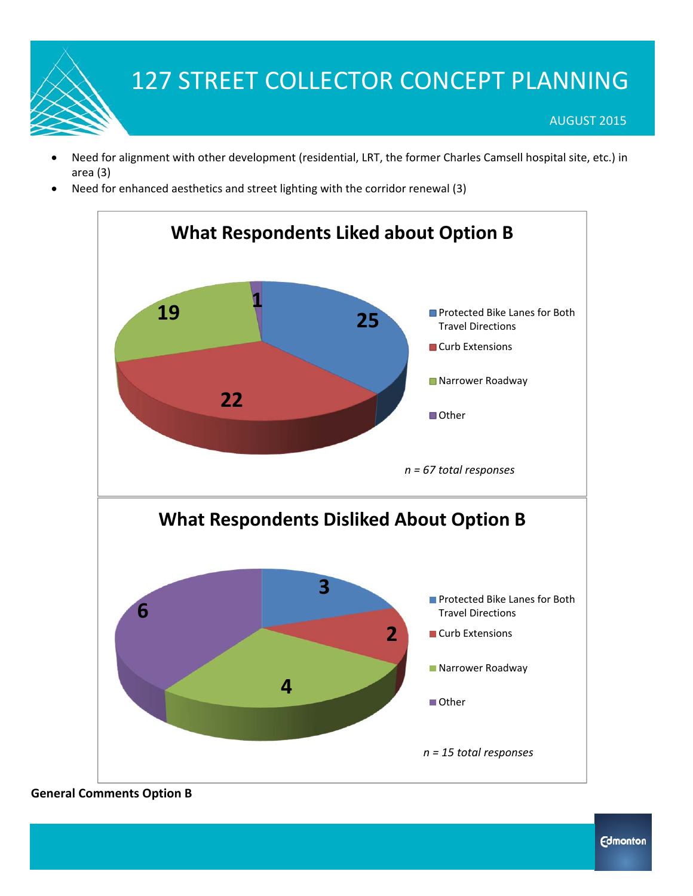- Need for alignment with other development (residential, LRT, the former Charles Camsell hospital site, etc.) in area (3)
- Need for enhanced aesthetics and street lighting with the corridor renewal (3)

**What Respondents Liked about Option B**

| Category | Responses |
| --- | --- |
| Protected Bike Lanes for Both Travel Directions | 25 |
| Curb Extensions | 22 |
| Narrower Roadway | 19 |
| Other | 1 |

*n = 67 total responses*

**What Respondents Disliked About Option B**

| Category | Responses |
| --- | --- |
| Protected Bike Lanes for Both Travel Directions | 3 |
| Curb Extensions | 2 |
| Narrower Roadway | 4 |
| Other | 6 |

*n = 15 total responses*

**General Comments Option B**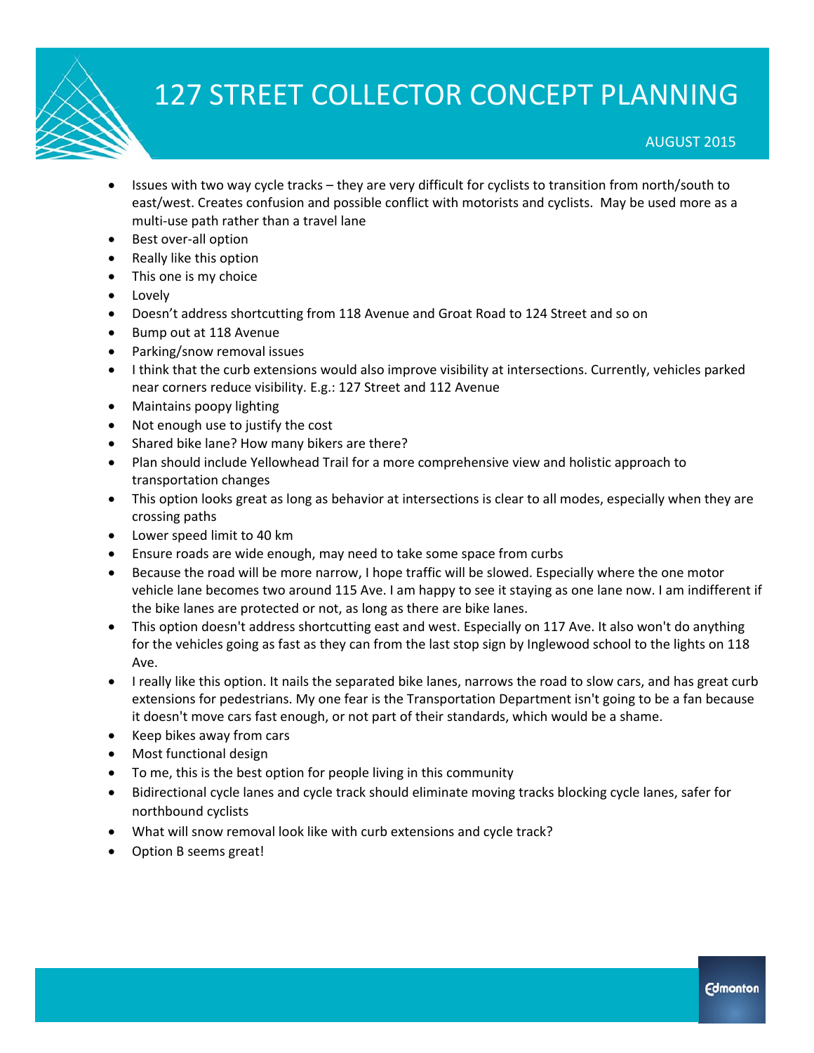- Issues with two way cycle tracks – they are very difficult for cyclists to transition from north/south to east/west. Creates confusion and possible conflict with motorists and cyclists. May be used more as a multi-use path rather than a travel lane
- Best over-all option
- Really like this option
- This one is my choice
- Lovely
- Doesn't address shortcutting from 118 Avenue and Groat Road to 124 Street and so on
- Bump out at 118 Avenue
- Parking/snow removal issues
- I think that the curb extensions would also improve visibility at intersections. Currently, vehicles parked near corners reduce visibility. E.g.: 127 Street and 112 Avenue
- Maintains poopy lighting
- Not enough use to justify the cost
- Shared bike lane? How many bikers are there?
- Plan should include Yellowhead Trail for a more comprehensive view and holistic approach to transportation changes
- This option looks great as long as behavior at intersections is clear to all modes, especially when they are crossing paths
- Lower speed limit to 40 km
- Ensure roads are wide enough, may need to take some space from curbs
- Because the road will be more narrow, I hope traffic will be slowed. Especially where the one motor vehicle lane becomes two around 115 Ave. I am happy to see it staying as one lane now. I am indifferent if the bike lanes are protected or not, as long as there are bike lanes.
- This option doesn't address shortcutting east and west. Especially on 117 Ave. It also won't do anything for the vehicles going as fast as they can from the last stop sign by Inglewood school to the lights on 118 Ave.
- I really like this option. It nails the separated bike lanes, narrows the road to slow cars, and has great curb extensions for pedestrians. My one fear is the Transportation Department isn't going to be a fan because it doesn't move cars fast enough, or not part of their standards, which would be a shame.
- Keep bikes away from cars
- Most functional design
- To me, this is the best option for people living in this community
- Bidirectional cycle lanes and cycle track should eliminate moving tracks blocking cycle lanes, safer for northbound cyclists
- What will snow removal look like with curb extensions and cycle track?
- Option B seems great!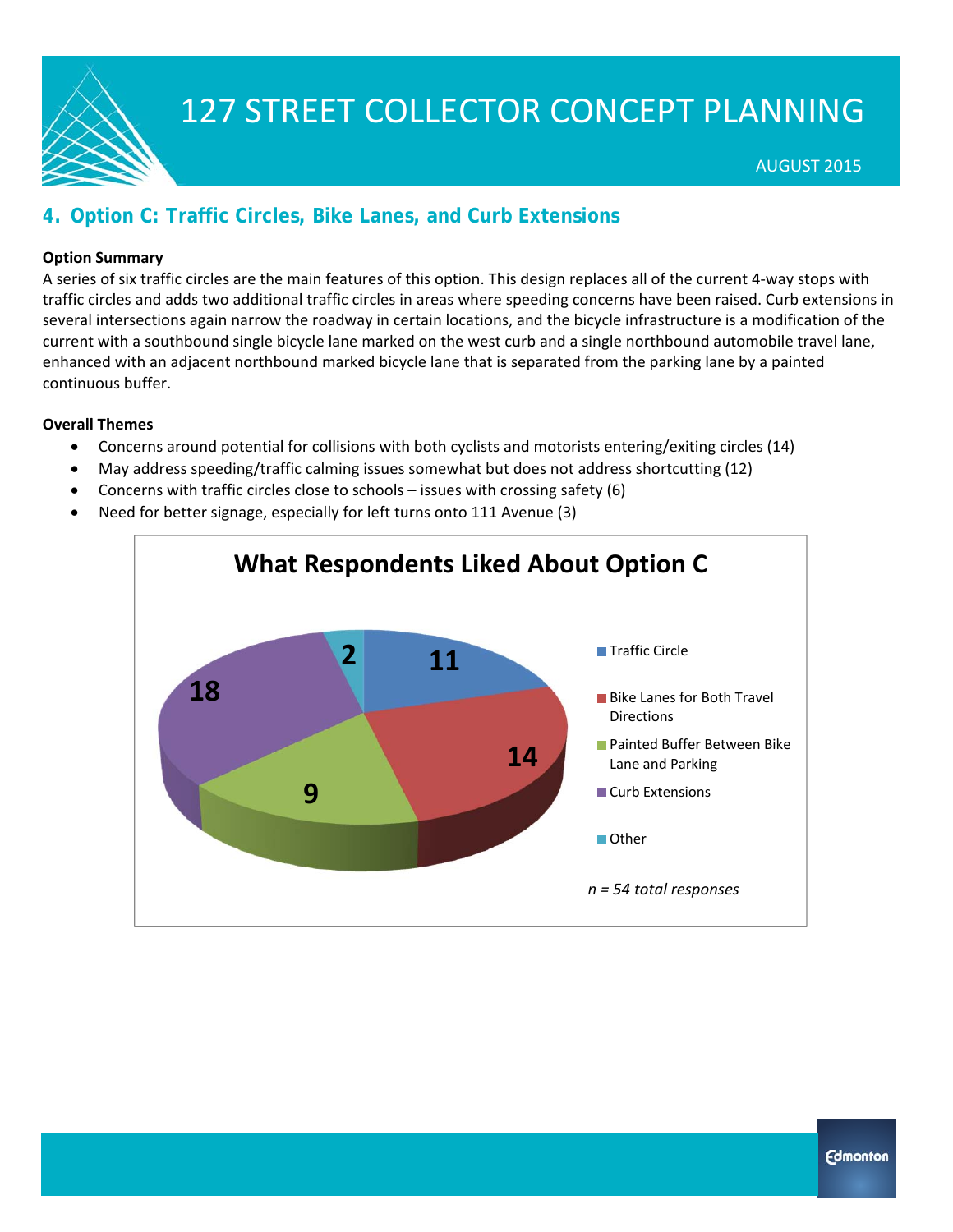## 4. Option C: Traffic Circles, Bike Lanes, and Curb Extensions

**Option Summary**

A series of six traffic circles are the main features of this option. This design replaces all of the current 4-way stops with traffic circles and adds two additional traffic circles in areas where speeding concerns have been raised. Curb extensions in several intersections again narrow the roadway in certain locations, and the bicycle infrastructure is a modification of the current with a southbound single bicycle lane marked on the west curb and a single northbound automobile travel lane, enhanced with an adjacent northbound marked bicycle lane that is separated from the parking lane by a painted continuous buffer.

**Overall Themes**

- Concerns around potential for collisions with both cyclists and motorists entering/exiting circles (14)
- May address speeding/traffic calming issues somewhat but does not address shortcutting (12)
- Concerns with traffic circles close to schools – issues with crossing safety (6)
- Need for better signage, especially for left turns onto 111 Avenue (3)

**What Respondents Liked About Option C**

| Category | Responses |
| --- | --- |
| Traffic Circle | 11 |
| Bike Lanes for Both Travel Directions | 14 |
| Painted Buffer Between Bike Lane and Parking | 9 |
| Curb Extensions | 18 |
| Other | 2 |

*n = 54 total responses*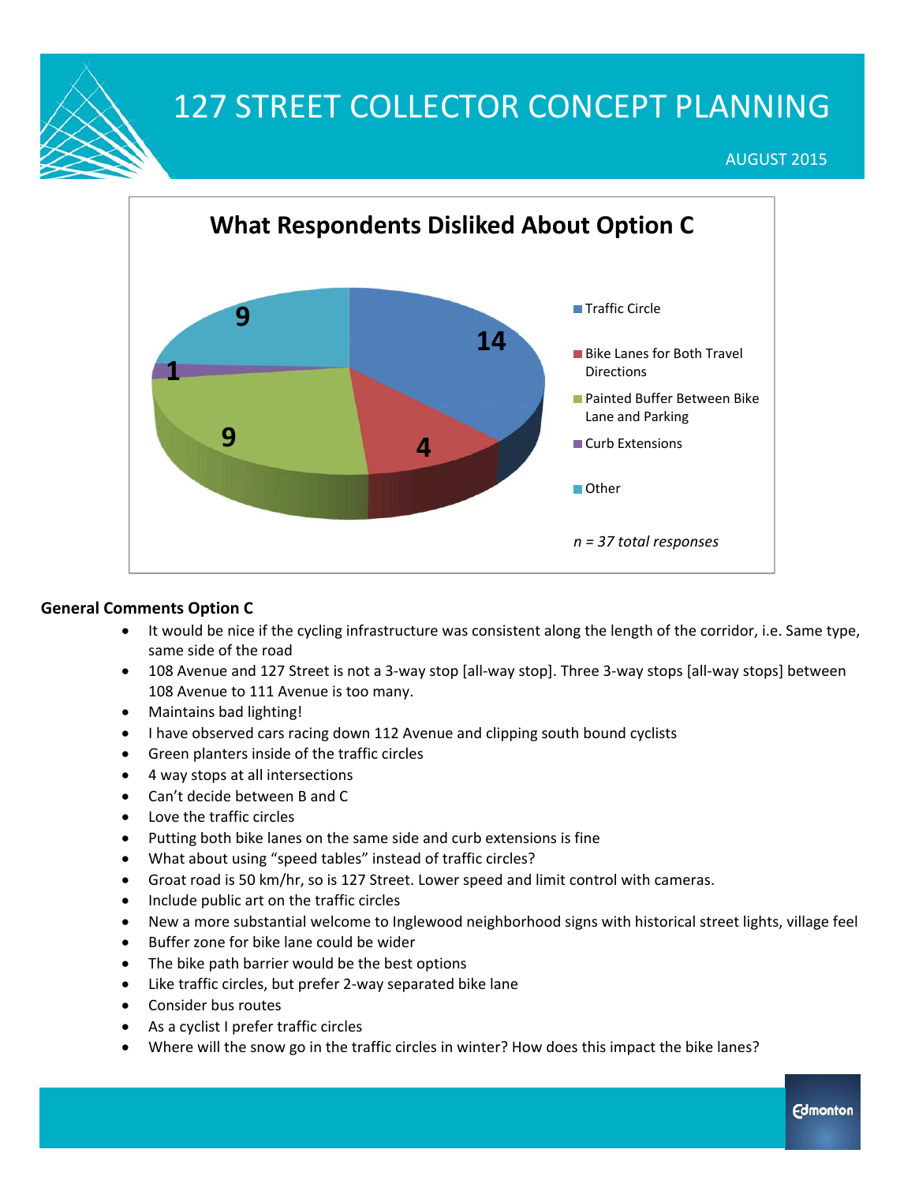# 127 STREET COLLECTOR CONCEPT PLANNING

AUGUST 2015

## What Respondents Disliked About Option C

| Category | Responses |
|---|---|
| Traffic Circle | 14 |
| Bike Lanes for Both Travel Directions | 4 |
| Painted Buffer Between Bike Lane and Parking | 9 |
| Curb Extensions | 1 |
| Other | 9 |

*n = 37 total responses*

**General Comments Option C**

- It would be nice if the cycling infrastructure was consistent along the length of the corridor, i.e. Same type, same side of the road
- 108 Avenue and 127 Street is not a 3-way stop [all-way stop]. Three 3-way stops [all-way stops] between 108 Avenue to 111 Avenue is too many.
- Maintains bad lighting!
- I have observed cars racing down 112 Avenue and clipping south bound cyclists
- Green planters inside of the traffic circles
- 4 way stops at all intersections
- Can't decide between B and C
- Love the traffic circles
- Putting both bike lanes on the same side and curb extensions is fine
- What about using "speed tables" instead of traffic circles?
- Groat road is 50 km/hr, so is 127 Street. Lower speed and limit control with cameras.
- Include public art on the traffic circles
- New a more substantial welcome to Inglewood neighborhood signs with historical street lights, village feel
- Buffer zone for bike lane could be wider
- The bike path barrier would be the best options
- Like traffic circles, but prefer 2-way separated bike lane
- Consider bus routes
- As a cyclist I prefer traffic circles
- Where will the snow go in the traffic circles in winter? How does this impact the bike lanes?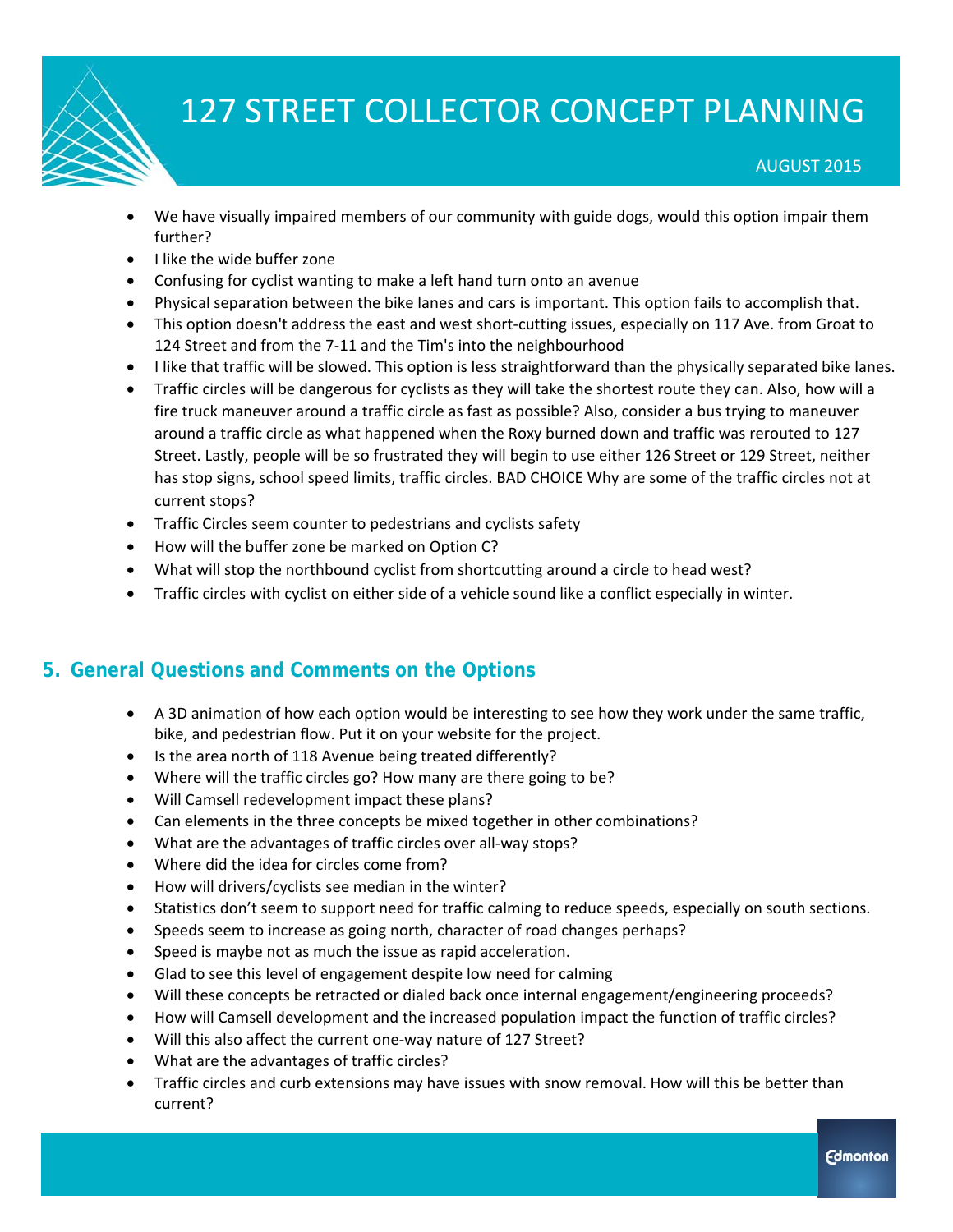- We have visually impaired members of our community with guide dogs, would this option impair them further?
- I like the wide buffer zone
- Confusing for cyclist wanting to make a left hand turn onto an avenue
- Physical separation between the bike lanes and cars is important. This option fails to accomplish that.
- This option doesn't address the east and west short-cutting issues, especially on 117 Ave. from Groat to 124 Street and from the 7-11 and the Tim's into the neighbourhood
- I like that traffic will be slowed. This option is less straightforward than the physically separated bike lanes.
- Traffic circles will be dangerous for cyclists as they will take the shortest route they can. Also, how will a fire truck maneuver around a traffic circle as fast as possible? Also, consider a bus trying to maneuver around a traffic circle as what happened when the Roxy burned down and traffic was rerouted to 127 Street. Lastly, people will be so frustrated they will begin to use either 126 Street or 129 Street, neither has stop signs, school speed limits, traffic circles. BAD CHOICE Why are some of the traffic circles not at current stops?
- Traffic Circles seem counter to pedestrians and cyclists safety
- How will the buffer zone be marked on Option C?
- What will stop the northbound cyclist from shortcutting around a circle to head west?
- Traffic circles with cyclist on either side of a vehicle sound like a conflict especially in winter.

## 5. General Questions and Comments on the Options

- A 3D animation of how each option would be interesting to see how they work under the same traffic, bike, and pedestrian flow. Put it on your website for the project.
- Is the area north of 118 Avenue being treated differently?
- Where will the traffic circles go? How many are there going to be?
- Will Camsell redevelopment impact these plans?
- Can elements in the three concepts be mixed together in other combinations?
- What are the advantages of traffic circles over all-way stops?
- Where did the idea for circles come from?
- How will drivers/cyclists see median in the winter?
- Statistics don't seem to support need for traffic calming to reduce speeds, especially on south sections.
- Speeds seem to increase as going north, character of road changes perhaps?
- Speed is maybe not as much the issue as rapid acceleration.
- Glad to see this level of engagement despite low need for calming
- Will these concepts be retracted or dialed back once internal engagement/engineering proceeds?
- How will Camsell development and the increased population impact the function of traffic circles?
- Will this also affect the current one-way nature of 127 Street?
- What are the advantages of traffic circles?
- Traffic circles and curb extensions may have issues with snow removal. How will this be better than current?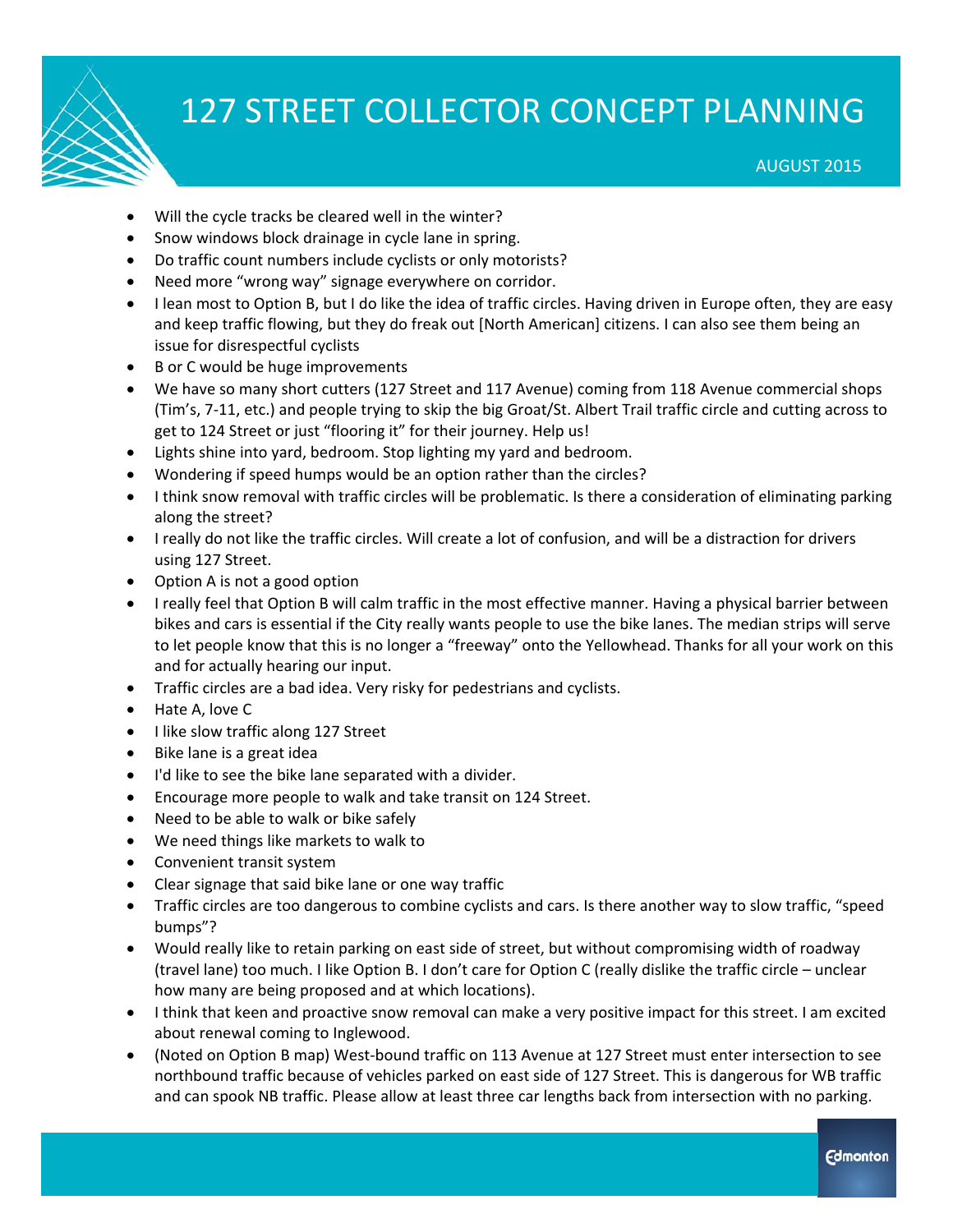- Will the cycle tracks be cleared well in the winter?
- Snow windows block drainage in cycle lane in spring.
- Do traffic count numbers include cyclists or only motorists?
- Need more "wrong way" signage everywhere on corridor.
- I lean most to Option B, but I do like the idea of traffic circles. Having driven in Europe often, they are easy and keep traffic flowing, but they do freak out [North American] citizens. I can also see them being an issue for disrespectful cyclists
- B or C would be huge improvements
- We have so many short cutters (127 Street and 117 Avenue) coming from 118 Avenue commercial shops (Tim's, 7-11, etc.) and people trying to skip the big Groat/St. Albert Trail traffic circle and cutting across to get to 124 Street or just "flooring it" for their journey. Help us!
- Lights shine into yard, bedroom. Stop lighting my yard and bedroom.
- Wondering if speed humps would be an option rather than the circles?
- I think snow removal with traffic circles will be problematic. Is there a consideration of eliminating parking along the street?
- I really do not like the traffic circles. Will create a lot of confusion, and will be a distraction for drivers using 127 Street.
- Option A is not a good option
- I really feel that Option B will calm traffic in the most effective manner. Having a physical barrier between bikes and cars is essential if the City really wants people to use the bike lanes. The median strips will serve to let people know that this is no longer a "freeway" onto the Yellowhead. Thanks for all your work on this and for actually hearing our input.
- Traffic circles are a bad idea. Very risky for pedestrians and cyclists.
- Hate A, love C
- I like slow traffic along 127 Street
- Bike lane is a great idea
- I'd like to see the bike lane separated with a divider.
- Encourage more people to walk and take transit on 124 Street.
- Need to be able to walk or bike safely
- We need things like markets to walk to
- Convenient transit system
- Clear signage that said bike lane or one way traffic
- Traffic circles are too dangerous to combine cyclists and cars. Is there another way to slow traffic, "speed bumps"?
- Would really like to retain parking on east side of street, but without compromising width of roadway (travel lane) too much. I like Option B. I don't care for Option C (really dislike the traffic circle – unclear how many are being proposed and at which locations).
- I think that keen and proactive snow removal can make a very positive impact for this street. I am excited about renewal coming to Inglewood.
- (Noted on Option B map) West-bound traffic on 113 Avenue at 127 Street must enter intersection to see northbound traffic because of vehicles parked on east side of 127 Street. This is dangerous for WB traffic and can spook NB traffic. Please allow at least three car lengths back from intersection with no parking.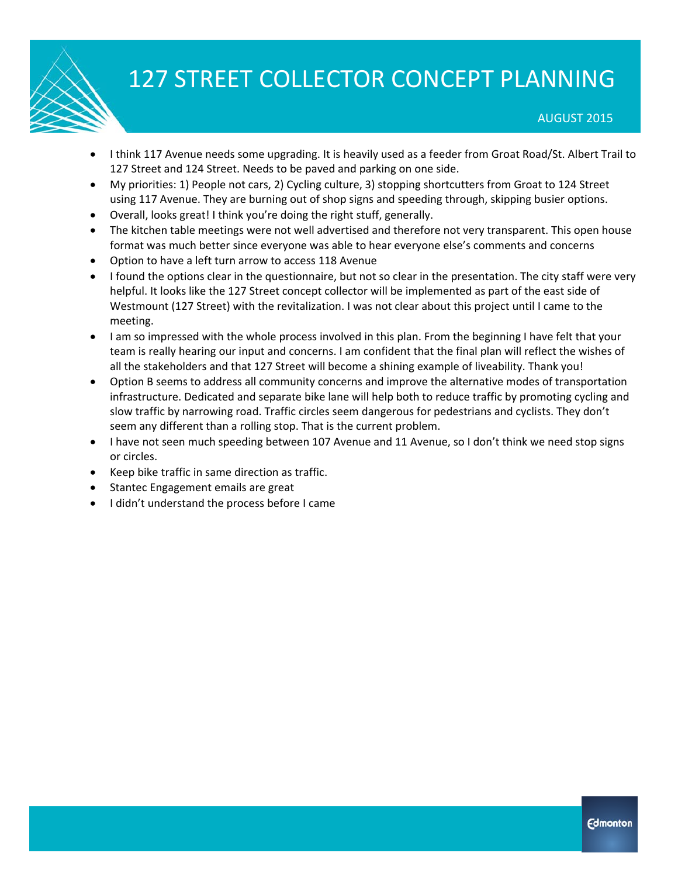- I think 117 Avenue needs some upgrading. It is heavily used as a feeder from Groat Road/St. Albert Trail to 127 Street and 124 Street. Needs to be paved and parking on one side.
- My priorities: 1) People not cars, 2) Cycling culture, 3) stopping shortcutters from Groat to 124 Street using 117 Avenue. They are burning out of shop signs and speeding through, skipping busier options.
- Overall, looks great! I think you're doing the right stuff, generally.
- The kitchen table meetings were not well advertised and therefore not very transparent. This open house format was much better since everyone was able to hear everyone else's comments and concerns
- Option to have a left turn arrow to access 118 Avenue
- I found the options clear in the questionnaire, but not so clear in the presentation. The city staff were very helpful. It looks like the 127 Street concept collector will be implemented as part of the east side of Westmount (127 Street) with the revitalization. I was not clear about this project until I came to the meeting.
- I am so impressed with the whole process involved in this plan. From the beginning I have felt that your team is really hearing our input and concerns. I am confident that the final plan will reflect the wishes of all the stakeholders and that 127 Street will become a shining example of liveability. Thank you!
- Option B seems to address all community concerns and improve the alternative modes of transportation infrastructure. Dedicated and separate bike lane will help both to reduce traffic by promoting cycling and slow traffic by narrowing road. Traffic circles seem dangerous for pedestrians and cyclists. They don't seem any different than a rolling stop. That is the current problem.
- I have not seen much speeding between 107 Avenue and 11 Avenue, so I don't think we need stop signs or circles.
- Keep bike traffic in same direction as traffic.
- Stantec Engagement emails are great
- I didn't understand the process before I came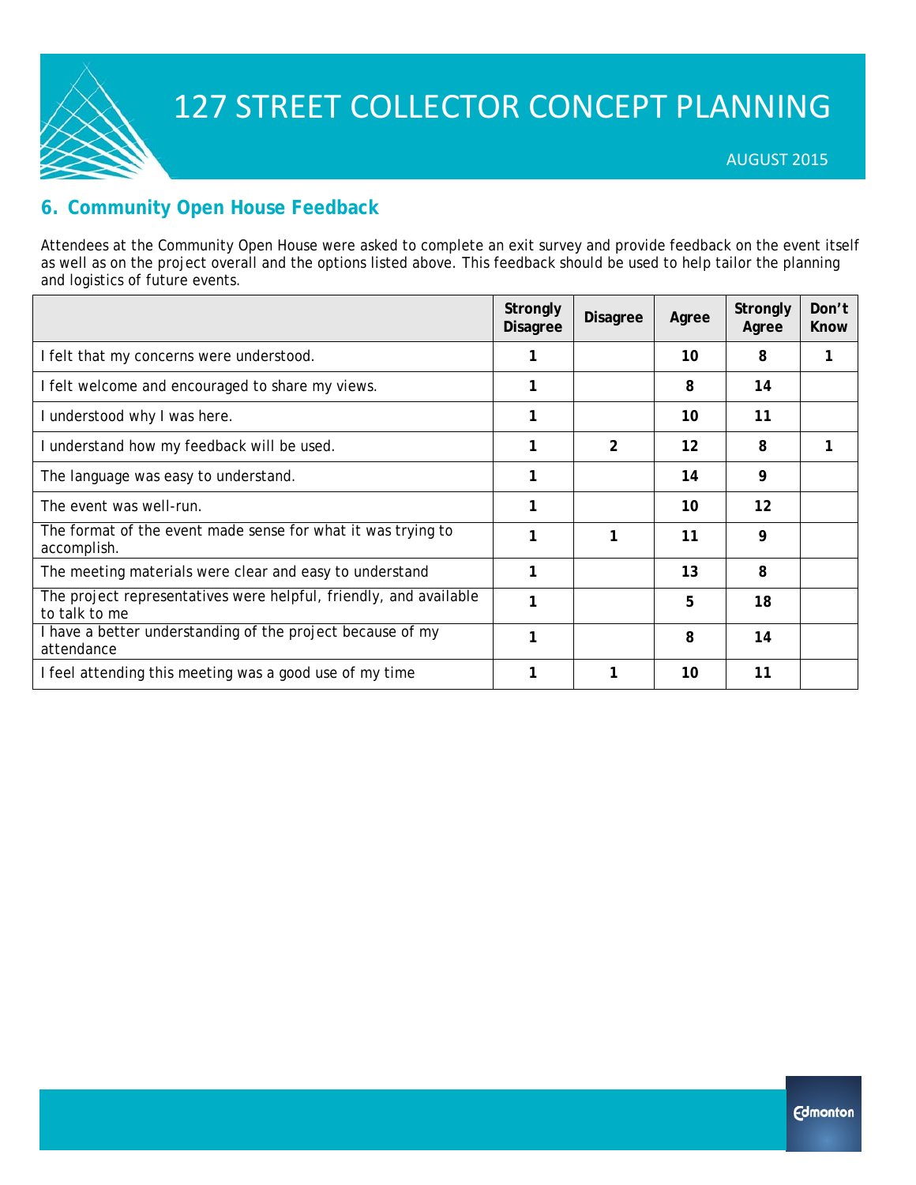## 6. Community Open House Feedback

Attendees at the Community Open House were asked to complete an exit survey and provide feedback on the event itself as well as on the project overall and the options listed above. This feedback should be used to help tailor the planning and logistics of future events.

| | Strongly Disagree | Disagree | Agree | Strongly Agree | Don't Know |
|---|---|---|---|---|---|
| I felt that my concerns were understood. | 1 | | 10 | 8 | 1 |
| I felt welcome and encouraged to share my views. | 1 | | 8 | 14 | |
| I understood why I was here. | 1 | | 10 | 11 | |
| I understand how my feedback will be used. | 1 | 2 | 12 | 8 | 1 |
| The language was easy to understand. | 1 | | 14 | 9 | |
| The event was well-run. | 1 | | 10 | 12 | |
| The format of the event made sense for what it was trying to accomplish. | 1 | 1 | 11 | 9 | |
| The meeting materials were clear and easy to understand | 1 | | 13 | 8 | |
| The project representatives were helpful, friendly, and available to talk to me | 1 | | 5 | 18 | |
| I have a better understanding of the project because of my attendance | 1 | | 8 | 14 | |
| I feel attending this meeting was a good use of my time | 1 | 1 | 10 | 11 | |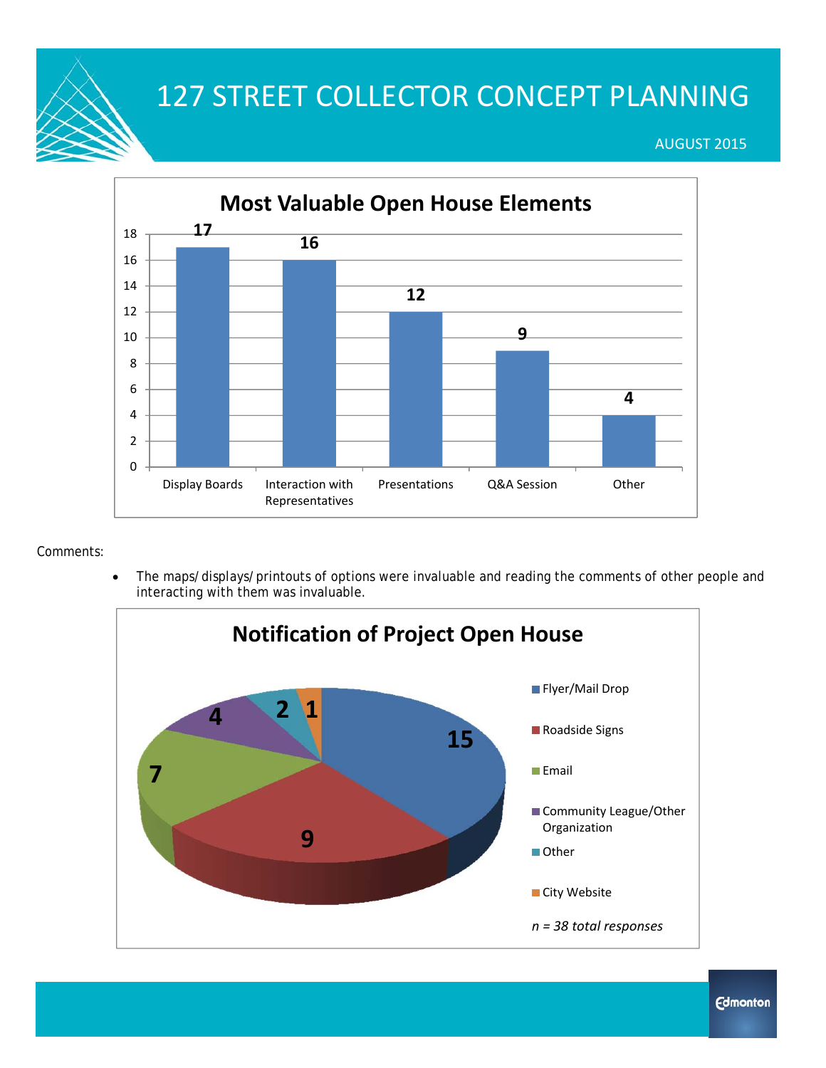# 127 STREET COLLECTOR CONCEPT PLANNING

AUGUST 2015

**Most Valuable Open House Elements**

18
16
14
12
10
8
6
4
2
0

17
16
12
9
4

Display Boards
Interaction with Representatives
Presentations
Q&A Session
Other

Comments:

- The maps/displays/printouts of options were invaluable and reading the comments of other people and interacting with them was invaluable.

**Notification of Project Open House**

15
9
7
4
2
1

Flyer/Mail Drop
Roadside Signs
Email
Community League/Other Organization
Other
City Website

*n = 38 total responses*